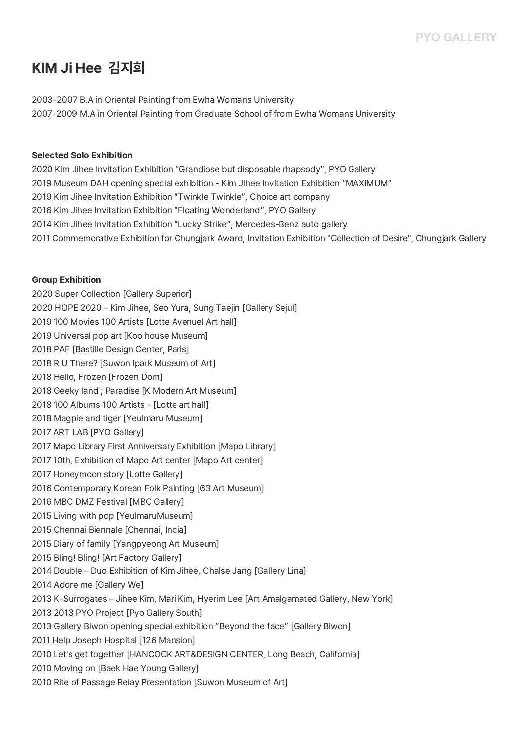# KIM Ji Hee 김지희

2003-2007 B.A in Oriental Painting from Ewha Womans University
2007-2009 M.A in Oriental Painting from Graduate School of from Ewha Womans University

**Selected Solo Exhibition**

2020 Kim Jihee Invitation Exhibition “Grandiose but disposable rhapsody”, PYO Gallery
2019 Museum DAH opening special exhibition - Kim Jihee Invitation Exhibition “MAXIMUM”
2019 Kim Jihee Invitation Exhibition “Twinkle Twinkle”, Choice art company
2016 Kim Jihee Invitation Exhibition “Floating Wonderland”, PYO Gallery
2014 Kim Jihee Invitation Exhibition “Lucky Strike”, Mercedes-Benz auto gallery
2011 Commemorative Exhibition for Chungjark Award, Invitation Exhibition "Collection of Desire", Chungjark Gallery

**Group Exhibition**

2020 Super Collection [Gallery Superior]
2020 HOPE 2020 – Kim Jihee, Seo Yura, Sung Taejin [Gallery Sejul]
2019 100 Movies 100 Artists [Lotte Avenuel Art hall]
2019 Universal pop art [Koo house Museum]
2018 PAF [Bastille Design Center, Paris]
2018 R U There? [Suwon Ipark Museum of Art]
2018 Hello, Frozen [Frozen Dom]
2018 Geeky land ; Paradise [K Modern Art Museum]
2018 100 Albums 100 Artists - [Lotte art hall]
2018 Magpie and tiger [Yeulmaru Museum]
2017 ART LAB [PYO Gallery]
2017 Mapo Library First Anniversary Exhibition [Mapo Library]
2017 10th, Exhibition of Mapo Art center [Mapo Art center]
2017 Honeymoon story [Lotte Gallery]
2016 Contemporary Korean Folk Painting [63 Art Museum]
2016 MBC DMZ Festival [MBC Gallery]
2015 Living with pop [YeulmaruMuseum]
2015 Chennai Biennale [Chennai, India]
2015 Diary of family [Yangpyeong Art Museum]
2015 Bling! Bling! [Art Factory Gallery]
2014 Double – Duo Exhibition of Kim Jihee, Chalse Jang [Gallery Lina]
2014 Adore me [Gallery We]
2013 K-Surrogates – Jihee Kim, Mari Kim, Hyerim Lee [Art Amalgamated Gallery, New York]
2013 2013 PYO Project [Pyo Gallery South]
2013 Gallery Biwon opening special exhibition “Beyond the face” [Gallery Biwon]
2011 Help Joseph Hospital [126 Mansion]
2010 Let's get together [HANCOCK ART&DESIGN CENTER, Long Beach, California]
2010 Moving on [Baek Hae Young Gallery]
2010 Rite of Passage Relay Presentation [Suwon Museum of Art]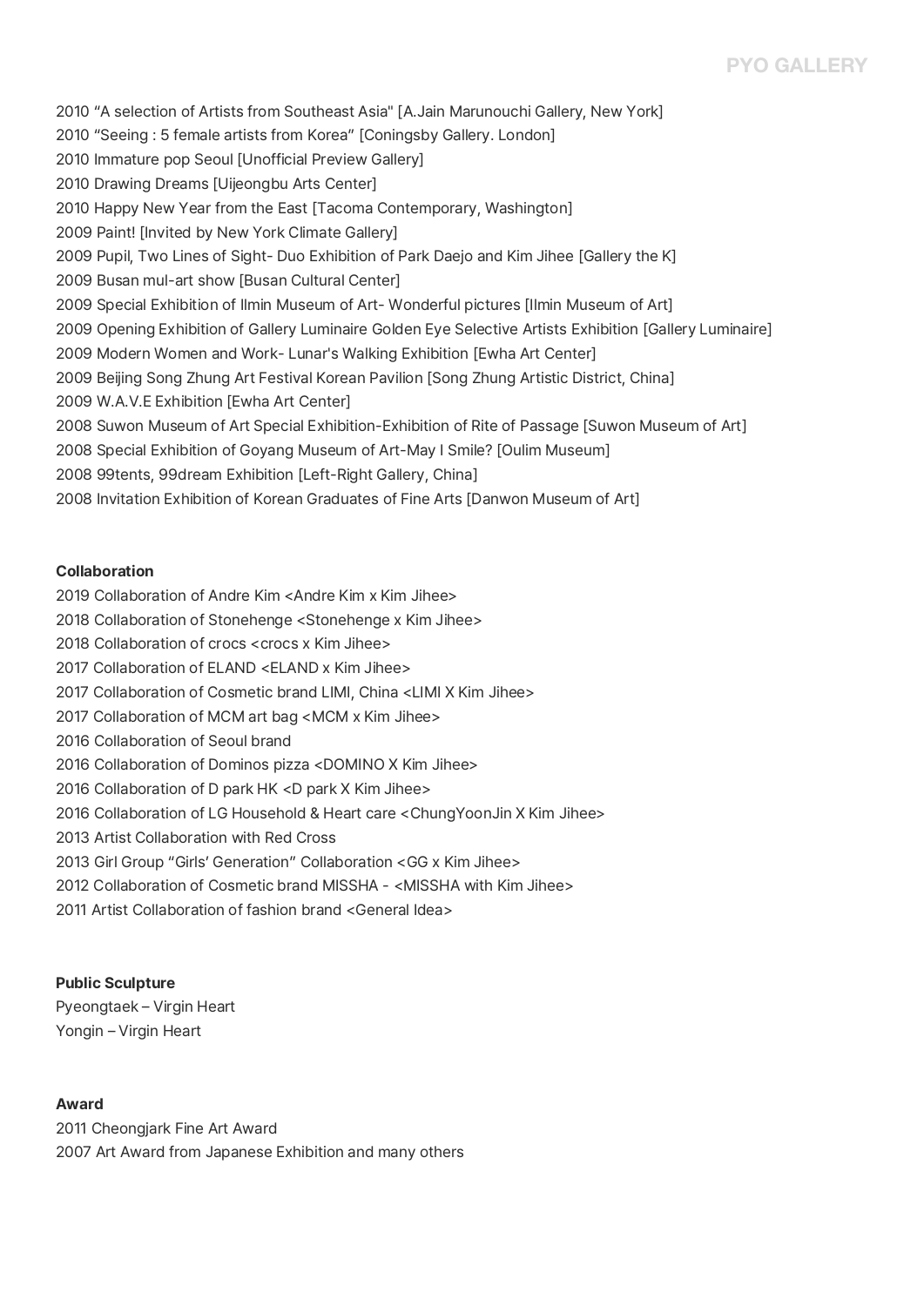2010 “A selection of Artists from Southeast Asia" [A.Jain Marunouchi Gallery, New York]
2010 “Seeing : 5 female artists from Korea” [Coningsby Gallery. London]
2010 Immature pop Seoul [Unofficial Preview Gallery]
2010 Drawing Dreams [Uijeongbu Arts Center]
2010 Happy New Year from the East [Tacoma Contemporary, Washington]
2009 Paint! [Invited by New York Climate Gallery]
2009 Pupil, Two Lines of Sight- Duo Exhibition of Park Daejo and Kim Jihee [Gallery the K]
2009 Busan mul-art show [Busan Cultural Center]
2009 Special Exhibition of Ilmin Museum of Art- Wonderful pictures [Ilmin Museum of Art]
2009 Opening Exhibition of Gallery Luminaire Golden Eye Selective Artists Exhibition [Gallery Luminaire]
2009 Modern Women and Work- Lunar's Walking Exhibition [Ewha Art Center]
2009 Beijing Song Zhung Art Festival Korean Pavilion [Song Zhung Artistic District, China]
2009 W.A.V.E Exhibition [Ewha Art Center]
2008 Suwon Museum of Art Special Exhibition-Exhibition of Rite of Passage [Suwon Museum of Art]
2008 Special Exhibition of Goyang Museum of Art-May I Smile? [Oulim Museum]
2008 99tents, 99dream Exhibition [Left-Right Gallery, China]
2008 Invitation Exhibition of Korean Graduates of Fine Arts [Danwon Museum of Art]

**Collaboration**

2019 Collaboration of Andre Kim <Andre Kim x Kim Jihee>
2018 Collaboration of Stonehenge <Stonehenge x Kim Jihee>
2018 Collaboration of crocs <crocs x Kim Jihee>
2017 Collaboration of ELAND <ELAND x Kim Jihee>
2017 Collaboration of Cosmetic brand LIMI, China <LIMI X Kim Jihee>
2017 Collaboration of MCM art bag <MCM x Kim Jihee>
2016 Collaboration of Seoul brand
2016 Collaboration of Dominos pizza <DOMINO X Kim Jihee>
2016 Collaboration of D park HK <D park X Kim Jihee>
2016 Collaboration of LG Household & Heart care <ChungYoonJin X Kim Jihee>
2013 Artist Collaboration with Red Cross
2013 Girl Group “Girls’ Generation” Collaboration <GG x Kim Jihee>
2012 Collaboration of Cosmetic brand MISSHA - <MISSHA with Kim Jihee>
2011 Artist Collaboration of fashion brand <General Idea>

**Public Sculpture**

Pyeongtaek – Virgin Heart
Yongin – Virgin Heart

**Award**

2011 Cheongjark Fine Art Award
2007 Art Award from Japanese Exhibition and many others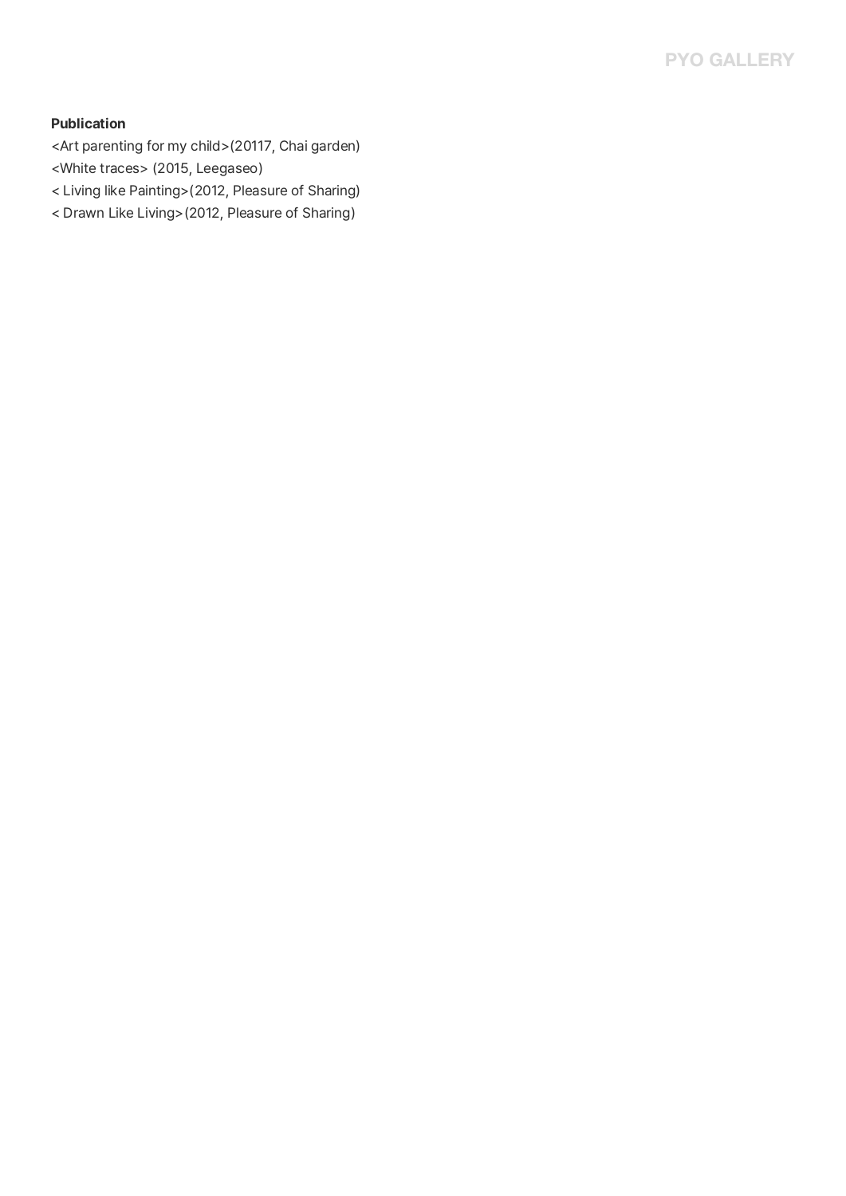**Publication**

<Art parenting for my child>(20117, Chai garden)

<White traces> (2015, Leegaseo)

< Living like Painting>(2012, Pleasure of Sharing)

< Drawn Like Living>(2012, Pleasure of Sharing)